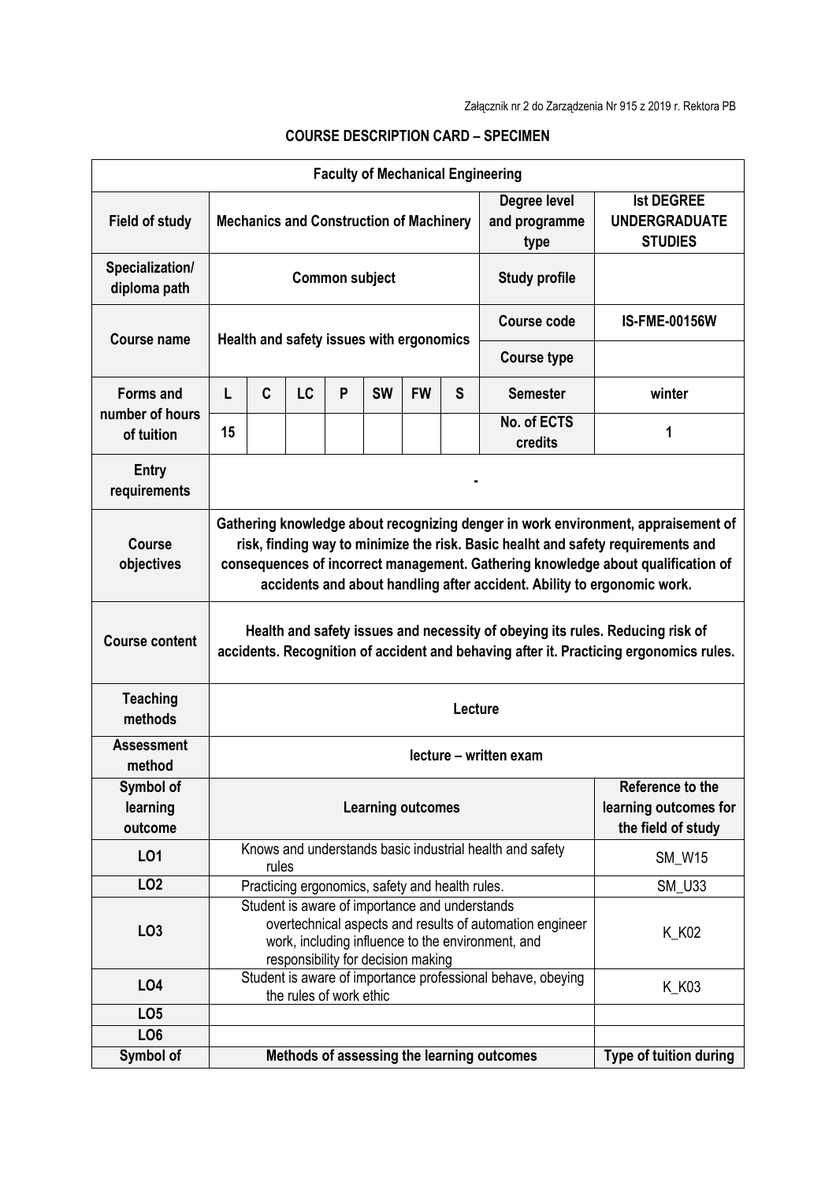Załącznik nr 2 do Zarządzenia Nr 915 z 2019 r. Rektora PB

## COURSE DESCRIPTION CARD – SPECIMEN

| **Faculty of Mechanical Engineering** | | | | | | | | | |
|---|---|---|---|---|---|---|---|---|---|
| **Field of study** | **Mechanics and Construction of Machinery** | | | | | | | **Degree level and programme type** | **Ist DEGREE UNDERGRADUATE STUDIES** |
| **Specialization/ diploma path** | **Common subject** | | | | | | | **Study profile** | |
| **Course name** | **Health and safety issues with ergonomics** | | | | | | | **Course code** | **IS-FME-00156W** |
| | | | | | | | | **Course type** | |
| **Forms and number of hours of tuition** | **L** | **C** | **LC** | **P** | **SW** | **FW** | **S** | **Semester** | **winter** |
| | **15** | | | | | | | **No. of ECTS credits** | **1** |
| **Entry requirements** | **-** | | | | | | | | |
| **Course objectives** | **Gathering knowledge about recognizing denger in work environment, appraisement of risk, finding way to minimize the risk. Basic healht and safety requirements and consequences of incorrect management. Gathering knowledge about qualification of accidents and about handling after accident. Ability to ergonomic work.** | | | | | | | | |
| **Course content** | **Health and safety issues and necessity of obeying its rules. Reducing risk of accidents. Recognition of accident and behaving after it. Practicing ergonomics rules.** | | | | | | | | |
| **Teaching methods** | **Lecture** | | | | | | | | |
| **Assessment method** | **lecture – written exam** | | | | | | | | |
| **Symbol of learning outcome** | **Learning outcomes** | | | | | | | | **Reference to the learning outcomes for the field of study** |
| **LO1** | Knows and understands basic industrial health and safety rules | | | | | | | | SM_W15 |
| **LO2** | Practicing ergonomics, safety and health rules. | | | | | | | | SM_U33 |
| **LO3** | Student is aware of importance and understands overtechnical aspects and results of automation engineer work, including influence to the environment, and responsibility for decision making | | | | | | | | K_K02 |
| **LO4** | Student is aware of importance professional behave, obeying the rules of work ethic | | | | | | | | K_K03 |
| **LO5** | | | | | | | | | |
| **LO6** | | | | | | | | | |
| **Symbol of** | **Methods of assessing the learning outcomes** | | | | | | | | **Type of tuition during** |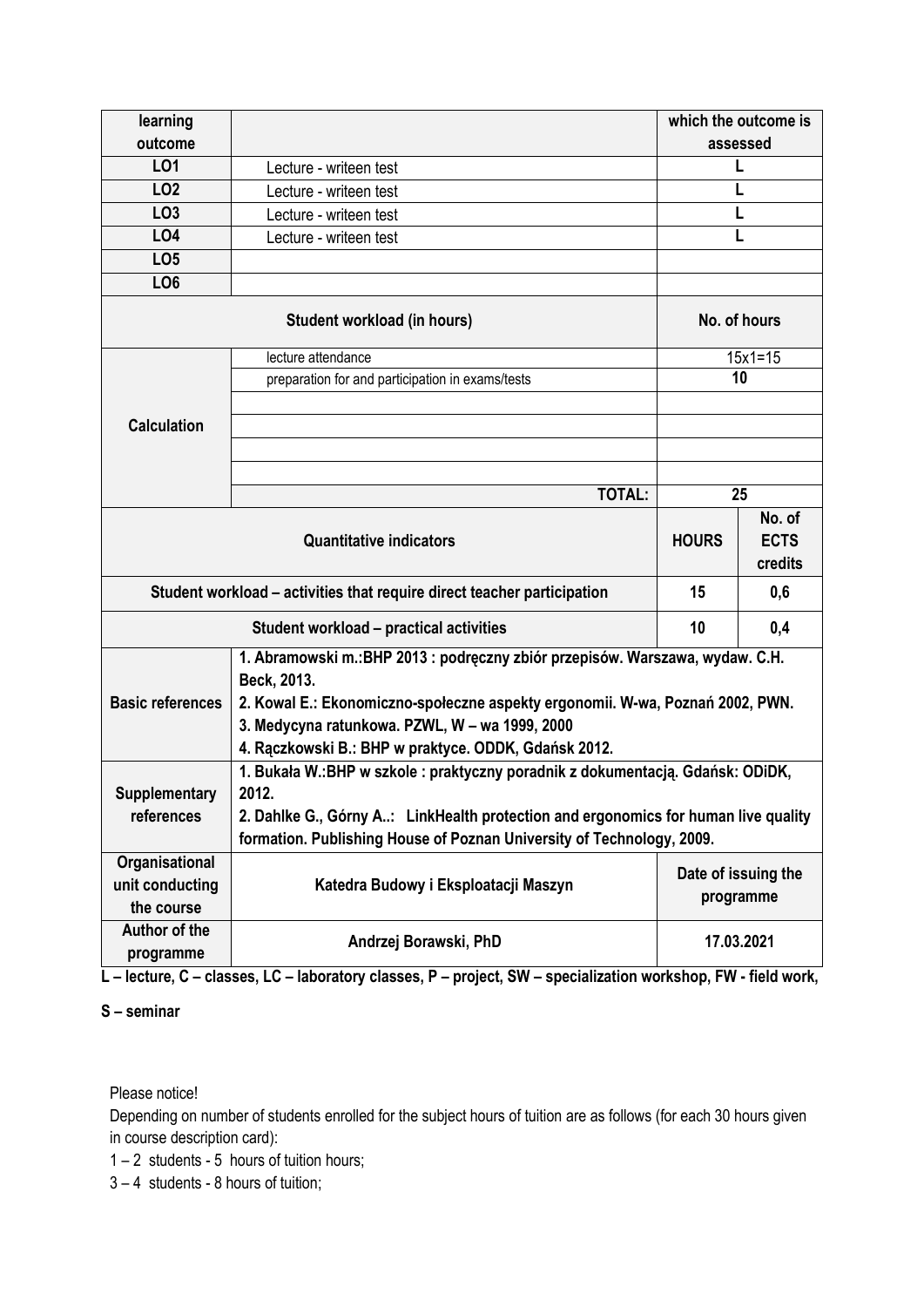| learning outcome | | which the outcome is assessed | |
|---|---|---|---|
| LO1 | Lecture - writeen test | L | |
| LO2 | Lecture - writeen test | L | |
| LO3 | Lecture - writeen test | L | |
| LO4 | Lecture - writeen test | L | |
| LO5 | | | |
| LO6 | | | |
| **Student workload (in hours)** | | **No. of hours** | |
| **Calculation** | lecture attendance | 15x1=15 | |
| | preparation for and participation in exams/tests | 10 | |
| | | | |
| | | | |
| | | | |
| | | | |
| | **TOTAL:** | **25** | |
| **Quantitative indicators** | | **HOURS** | **No. of ECTS credits** |
| **Student workload – activities that require direct teacher participation** | | **15** | **0,6** |
| **Student workload – practical activities** | | **10** | **0,4** |
| **Basic references** | **1. Abramowski m.:BHP 2013 : podręczny zbiór przepisów. Warszawa, wydaw. C.H. Beck, 2013.<br>2. Kowal E.: Ekonomiczno-społeczne aspekty ergonomii. W-wa, Poznań 2002, PWN.<br>3. Medycyna ratunkowa. PZWL, W – wa 1999, 2000<br>4. Rączkowski B.: BHP w praktyce. ODDK, Gdańsk 2012.** | | |
| **Supplementary references** | **1. Bukała W.:BHP w szkole : praktyczny poradnik z dokumentacją. Gdańsk: ODiDK, 2012.<br>2. Dahlke G., Górny A..: LinkHealth protection and ergonomics for human live quality formation. Publishing House of Poznan University of Technology, 2009.** | | |
| **Organisational unit conducting the course** | **Katedra Budowy i Eksploatacji Maszyn** | **Date of issuing the programme** | |
| **Author of the programme** | **Andrzej Borawski, PhD** | **17.03.2021** | |

**L – lecture, C – classes, LC – laboratory classes, P – project, SW – specialization workshop, FW - field work, S – seminar**

Please notice!

Depending on number of students enrolled for the subject hours of tuition are as follows (for each 30 hours given in course description card):

1 – 2 students - 5 hours of tuition hours;

3 – 4 students - 8 hours of tuition;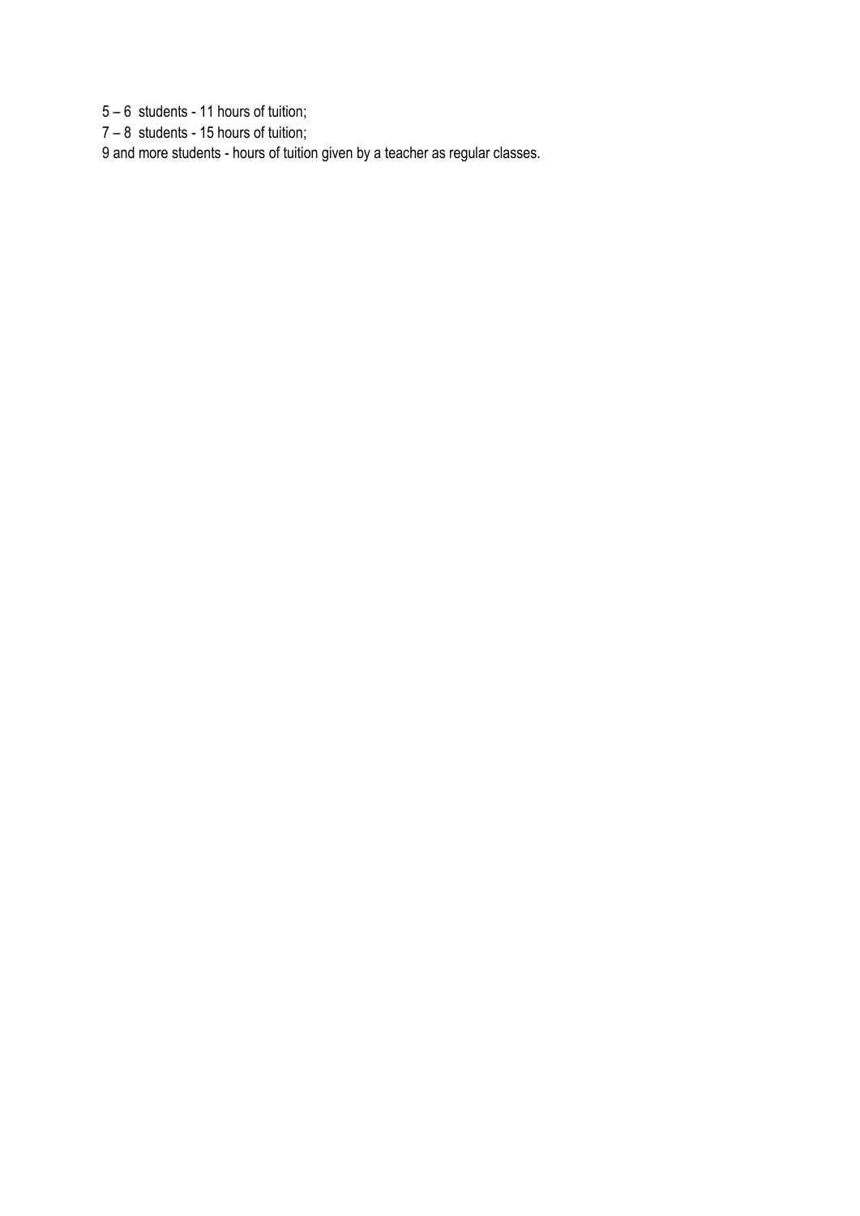5 – 6 students - 11 hours of tuition;

7 – 8 students - 15 hours of tuition;

9 and more students - hours of tuition given by a teacher as regular classes.